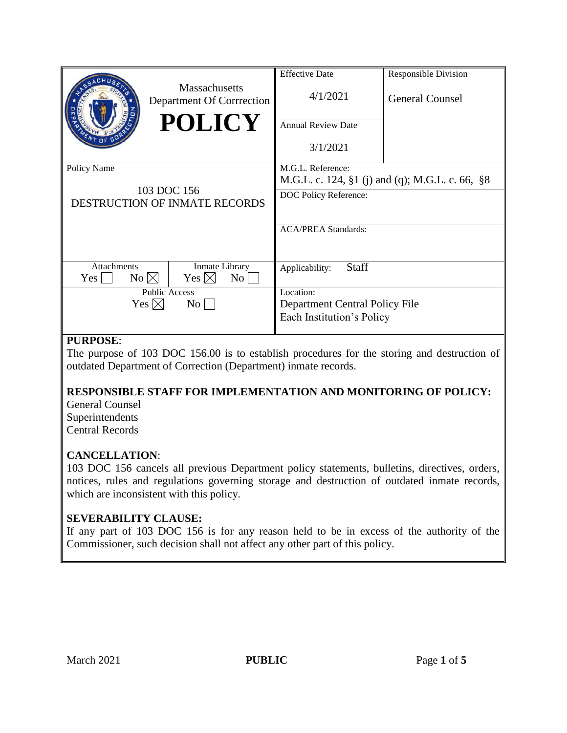| Massachusetts Department Of Corrrection **POLICY** | Effective Date<br>4/1/2021 | Responsible Division<br>General Counsel |
|---|---|---|
| | Annual Review Date<br>3/1/2021 | |
| Policy Name<br>103 DOC 156<br>DESTRUCTION OF INMATE RECORDS | M.G.L. Reference:<br>M.G.L. c. 124, §1 (j) and (q); M.G.L. c. 66, §8 | |
| | DOC Policy Reference: | |
| | ACA/PREA Standards: | |
| Attachments: Yes ☐ No ☒ / Inmate Library: Yes ☒ No ☐ | Applicability: Staff | |
| Public Access: Yes ☒ No ☐ | Location:<br>Department Central Policy File<br>Each Institution's Policy | |

**PURPOSE**:

The purpose of 103 DOC 156.00 is to establish procedures for the storing and destruction of outdated Department of Correction (Department) inmate records.

**RESPONSIBLE STAFF FOR IMPLEMENTATION AND MONITORING OF POLICY:**

General Counsel
Superintendents
Central Records

**CANCELLATION**:

103 DOC 156 cancels all previous Department policy statements, bulletins, directives, orders, notices, rules and regulations governing storage and destruction of outdated inmate records, which are inconsistent with this policy.

**SEVERABILITY CLAUSE:**

If any part of 103 DOC 156 is for any reason held to be in excess of the authority of the Commissioner, such decision shall not affect any other part of this policy.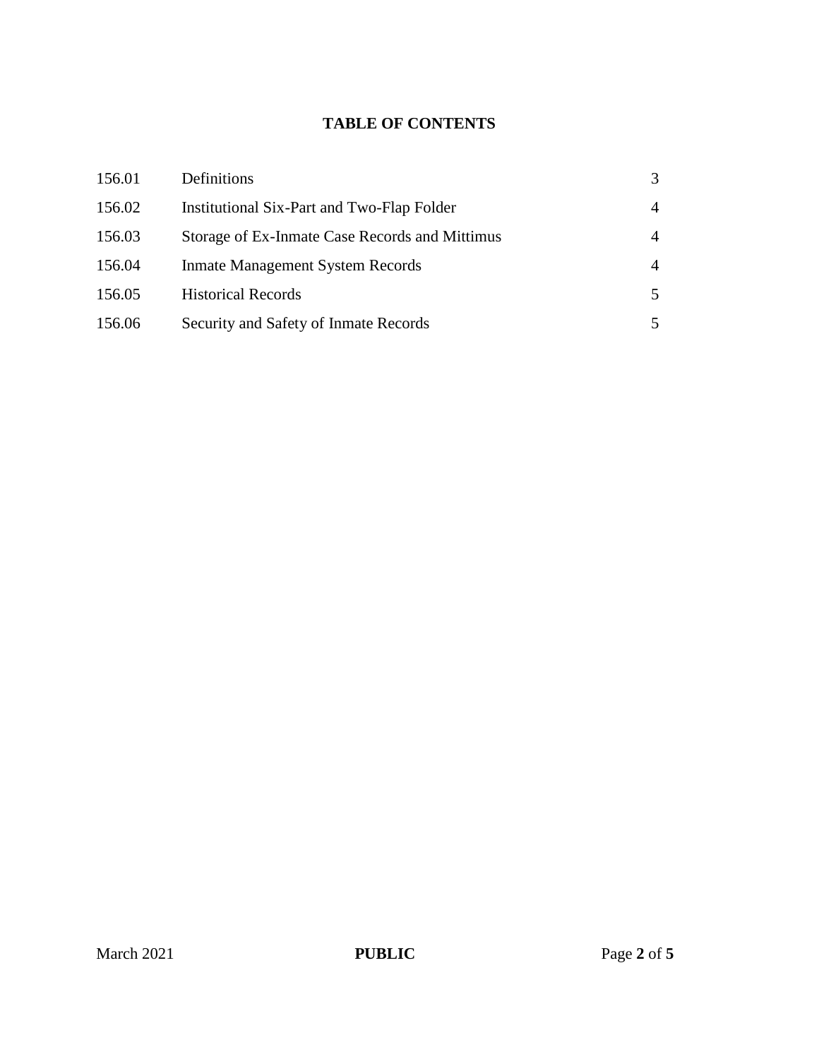**TABLE OF CONTENTS**

| | | |
|---|---|---|
| 156.01 | Definitions | 3 |
| 156.02 | Institutional Six-Part and Two-Flap Folder | 4 |
| 156.03 | Storage of Ex-Inmate Case Records and Mittimus | 4 |
| 156.04 | Inmate Management System Records | 4 |
| 156.05 | Historical Records | 5 |
| 156.06 | Security and Safety of Inmate Records | 5 |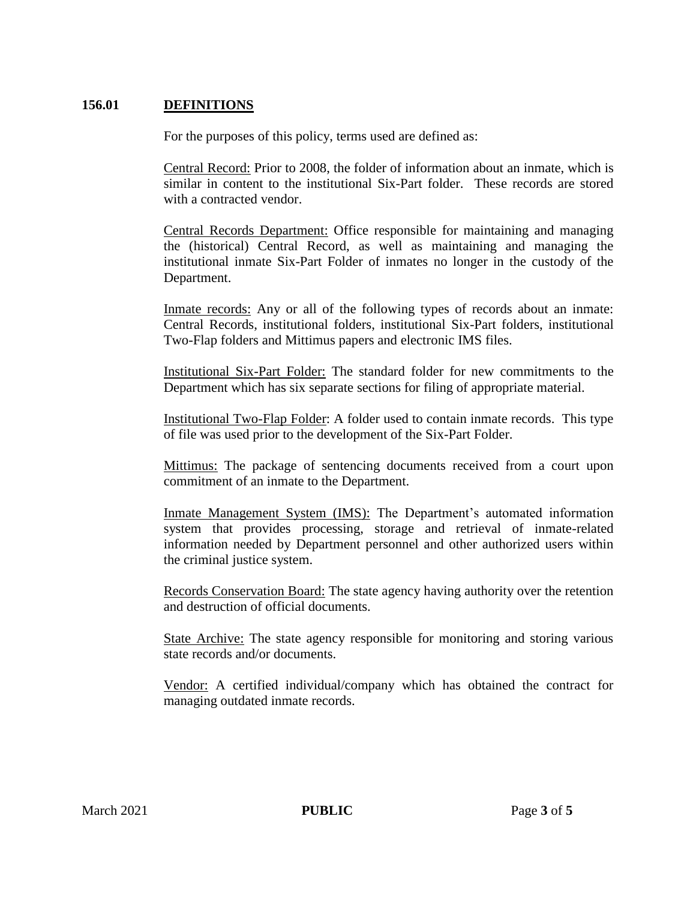## 156.01 DEFINITIONS

For the purposes of this policy, terms used are defined as:

Central Record: Prior to 2008, the folder of information about an inmate, which is similar in content to the institutional Six-Part folder. These records are stored with a contracted vendor.

Central Records Department: Office responsible for maintaining and managing the (historical) Central Record, as well as maintaining and managing the institutional inmate Six-Part Folder of inmates no longer in the custody of the Department.

Inmate records: Any or all of the following types of records about an inmate: Central Records, institutional folders, institutional Six-Part folders, institutional Two-Flap folders and Mittimus papers and electronic IMS files.

Institutional Six-Part Folder: The standard folder for new commitments to the Department which has six separate sections for filing of appropriate material.

Institutional Two-Flap Folder: A folder used to contain inmate records. This type of file was used prior to the development of the Six-Part Folder.

Mittimus: The package of sentencing documents received from a court upon commitment of an inmate to the Department.

Inmate Management System (IMS): The Department's automated information system that provides processing, storage and retrieval of inmate-related information needed by Department personnel and other authorized users within the criminal justice system.

Records Conservation Board: The state agency having authority over the retention and destruction of official documents.

State Archive: The state agency responsible for monitoring and storing various state records and/or documents.

Vendor: A certified individual/company which has obtained the contract for managing outdated inmate records.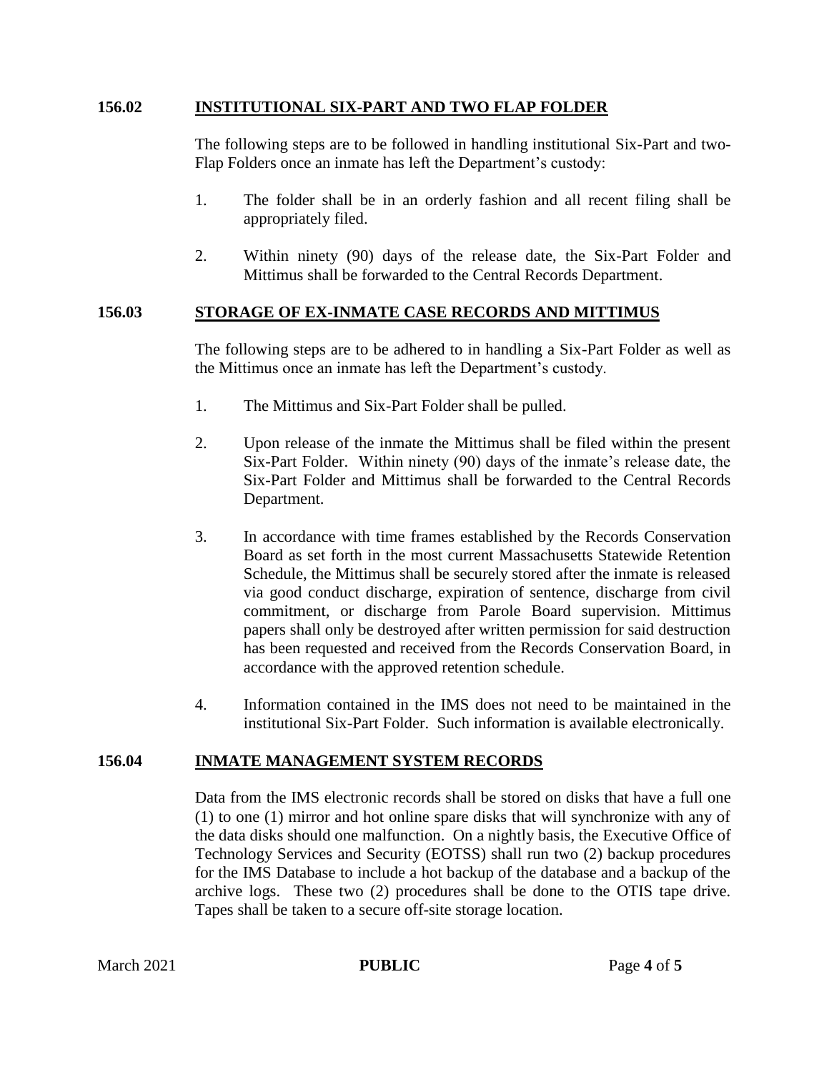## 156.02 INSTITUTIONAL SIX-PART AND TWO FLAP FOLDER

The following steps are to be followed in handling institutional Six-Part and two-Flap Folders once an inmate has left the Department's custody:

1. The folder shall be in an orderly fashion and all recent filing shall be appropriately filed.

2. Within ninety (90) days of the release date, the Six-Part Folder and Mittimus shall be forwarded to the Central Records Department.

## 156.03 STORAGE OF EX-INMATE CASE RECORDS AND MITTIMUS

The following steps are to be adhered to in handling a Six-Part Folder as well as the Mittimus once an inmate has left the Department's custody.

1. The Mittimus and Six-Part Folder shall be pulled.

2. Upon release of the inmate the Mittimus shall be filed within the present Six-Part Folder. Within ninety (90) days of the inmate's release date, the Six-Part Folder and Mittimus shall be forwarded to the Central Records Department.

3. In accordance with time frames established by the Records Conservation Board as set forth in the most current Massachusetts Statewide Retention Schedule, the Mittimus shall be securely stored after the inmate is released via good conduct discharge, expiration of sentence, discharge from civil commitment, or discharge from Parole Board supervision. Mittimus papers shall only be destroyed after written permission for said destruction has been requested and received from the Records Conservation Board, in accordance with the approved retention schedule.

4. Information contained in the IMS does not need to be maintained in the institutional Six-Part Folder. Such information is available electronically.

## 156.04 INMATE MANAGEMENT SYSTEM RECORDS

Data from the IMS electronic records shall be stored on disks that have a full one (1) to one (1) mirror and hot online spare disks that will synchronize with any of the data disks should one malfunction. On a nightly basis, the Executive Office of Technology Services and Security (EOTSS) shall run two (2) backup procedures for the IMS Database to include a hot backup of the database and a backup of the archive logs. These two (2) procedures shall be done to the OTIS tape drive. Tapes shall be taken to a secure off-site storage location.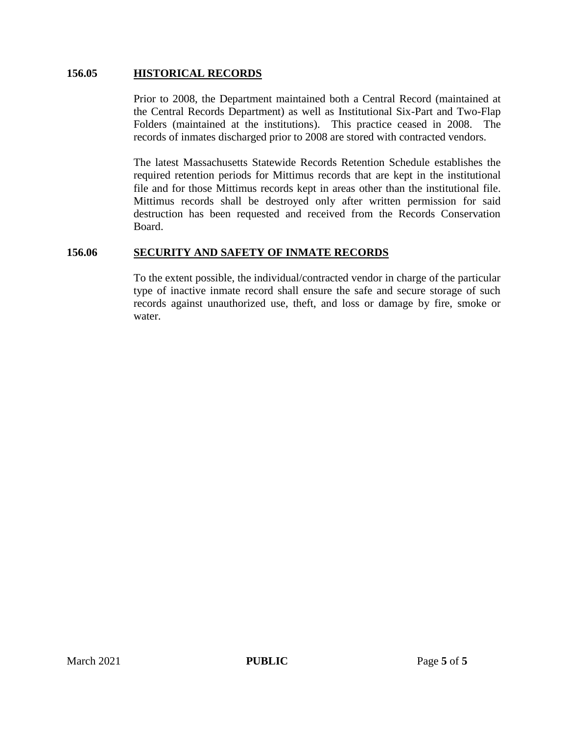## 156.05 HISTORICAL RECORDS

Prior to 2008, the Department maintained both a Central Record (maintained at the Central Records Department) as well as Institutional Six-Part and Two-Flap Folders (maintained at the institutions). This practice ceased in 2008. The records of inmates discharged prior to 2008 are stored with contracted vendors.

The latest Massachusetts Statewide Records Retention Schedule establishes the required retention periods for Mittimus records that are kept in the institutional file and for those Mittimus records kept in areas other than the institutional file. Mittimus records shall be destroyed only after written permission for said destruction has been requested and received from the Records Conservation Board.

## 156.06 SECURITY AND SAFETY OF INMATE RECORDS

To the extent possible, the individual/contracted vendor in charge of the particular type of inactive inmate record shall ensure the safe and secure storage of such records against unauthorized use, theft, and loss or damage by fire, smoke or water.